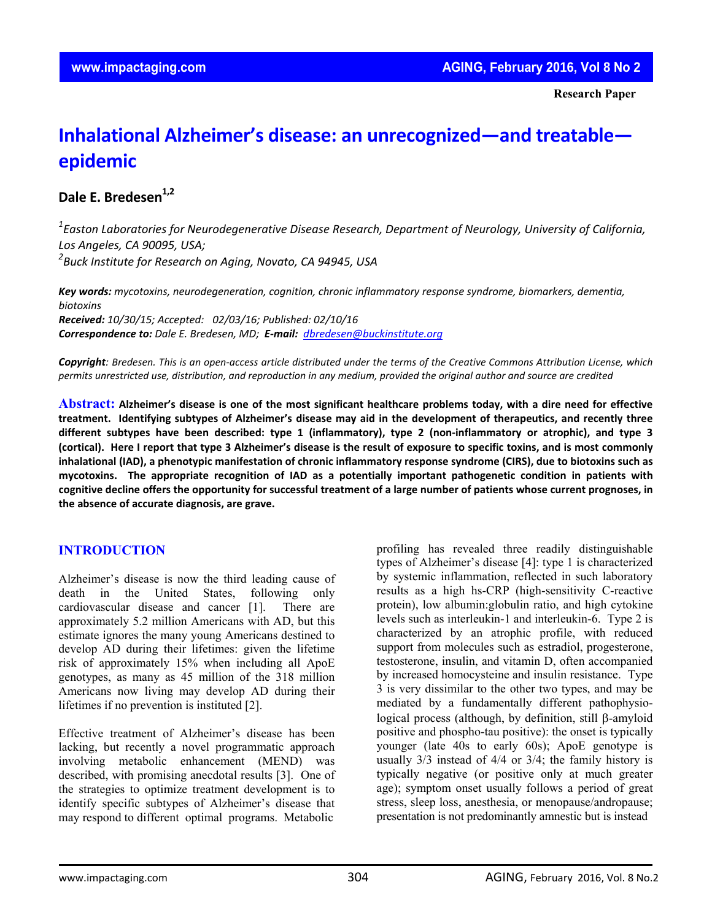**Research Paper**

# Inhalational Alzheimer's disease: an unrecognized—and treatable—epidemic

## Dale E. Bredesen[1,2]

[1]*Easton Laboratories for Neurodegenerative Disease Research, Department of Neurology, University of California, Los Angeles, CA 90095, USA;*
[2]*Buck Institute for Research on Aging, Novato, CA 94945, USA*

***Key words:*** *mycotoxins, neurodegeneration, cognition, chronic inflammatory response syndrome, biomarkers, dementia, biotoxins*
***Received:*** *10/30/15;* ***Accepted:*** *02/03/16;* ***Published:*** *02/10/16*
***Correspondence to:*** *Dale E. Bredesen, MD;* ***E-mail:*** *dbredesen@buckinstitute.org*

***Copyright****: Bredesen. This is an open-access article distributed under the terms of the Creative Commons Attribution License, which permits unrestricted use, distribution, and reproduction in any medium, provided the original author and source are credited*

**Abstract: Alzheimer's disease is one of the most significant healthcare problems today, with a dire need for effective treatment. Identifying subtypes of Alzheimer's disease may aid in the development of therapeutics, and recently three different subtypes have been described: type 1 (inflammatory), type 2 (non-inflammatory or atrophic), and type 3 (cortical). Here I report that type 3 Alzheimer's disease is the result of exposure to specific toxins, and is most commonly inhalational (IAD), a phenotypic manifestation of chronic inflammatory response syndrome (CIRS), due to biotoxins such as mycotoxins. The appropriate recognition of IAD as a potentially important pathogenetic condition in patients with cognitive decline offers the opportunity for successful treatment of a large number of patients whose current prognoses, in the absence of accurate diagnosis, are grave.**

## INTRODUCTION

Alzheimer's disease is now the third leading cause of death in the United States, following only cardiovascular disease and cancer [1]. There are approximately 5.2 million Americans with AD, but this estimate ignores the many young Americans destined to develop AD during their lifetimes: given the lifetime risk of approximately 15% when including all ApoE genotypes, as many as 45 million of the 318 million Americans now living may develop AD during their lifetimes if no prevention is instituted [2].

Effective treatment of Alzheimer's disease has been lacking, but recently a novel programmatic approach involving metabolic enhancement (MEND) was described, with promising anecdotal results [3]. One of the strategies to optimize treatment development is to identify specific subtypes of Alzheimer's disease that may respond to different optimal programs. Metabolic profiling has revealed three readily distinguishable types of Alzheimer's disease [4]: type 1 is characterized by systemic inflammation, reflected in such laboratory results as a high hs-CRP (high-sensitivity C-reactive protein), low albumin:globulin ratio, and high cytokine levels such as interleukin-1 and interleukin-6. Type 2 is characterized by an atrophic profile, with reduced support from molecules such as estradiol, progesterone, testosterone, insulin, and vitamin D, often accompanied by increased homocysteine and insulin resistance. Type 3 is very dissimilar to the other two types, and may be mediated by a fundamentally different pathophysiological process (although, by definition, still β-amyloid positive and phospho-tau positive): the onset is typically younger (late 40s to early 60s); ApoE genotype is usually 3/3 instead of 4/4 or 3/4; the family history is typically negative (or positive only at much greater age); symptom onset usually follows a period of great stress, sleep loss, anesthesia, or menopause/andropause; presentation is not predominantly amnestic but is instead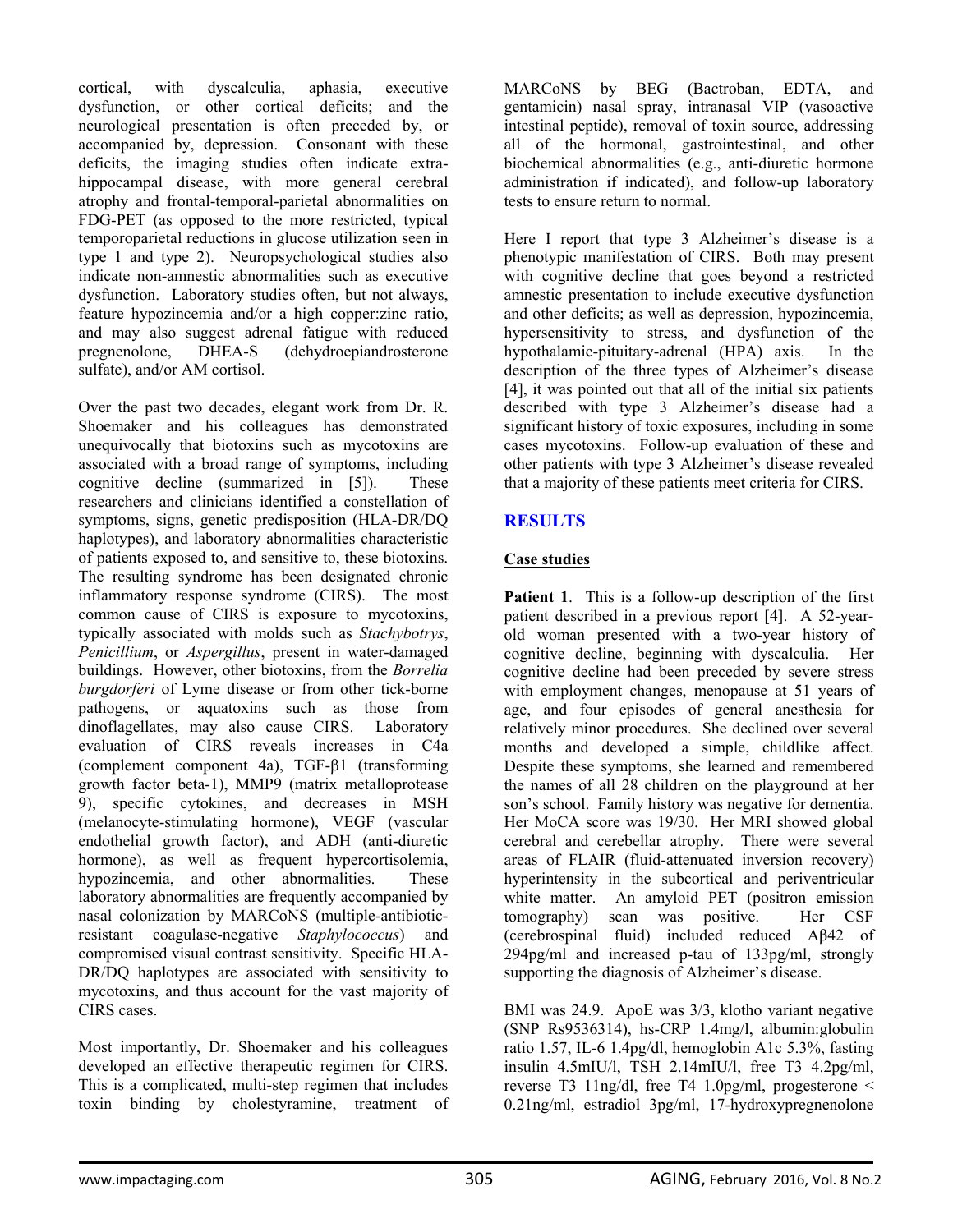cortical, with dyscalculia, aphasia, executive dysfunction, or other cortical deficits; and the neurological presentation is often preceded by, or accompanied by, depression. Consonant with these deficits, the imaging studies often indicate extra-hippocampal disease, with more general cerebral atrophy and frontal-temporal-parietal abnormalities on FDG-PET (as opposed to the more restricted, typical temporoparietal reductions in glucose utilization seen in type 1 and type 2). Neuropsychological studies also indicate non-amnestic abnormalities such as executive dysfunction. Laboratory studies often, but not always, feature hypozincemia and/or a high copper:zinc ratio, and may also suggest adrenal fatigue with reduced pregnenolone, DHEA-S (dehydroepiandrosterone sulfate), and/or AM cortisol.

Over the past two decades, elegant work from Dr. R. Shoemaker and his colleagues has demonstrated unequivocally that biotoxins such as mycotoxins are associated with a broad range of symptoms, including cognitive decline (summarized in [5]). These researchers and clinicians identified a constellation of symptoms, signs, genetic predisposition (HLA-DR/DQ haplotypes), and laboratory abnormalities characteristic of patients exposed to, and sensitive to, these biotoxins. The resulting syndrome has been designated chronic inflammatory response syndrome (CIRS). The most common cause of CIRS is exposure to mycotoxins, typically associated with molds such as *Stachybotrys*, *Penicillium*, or *Aspergillus*, present in water-damaged buildings. However, other biotoxins, from the *Borrelia burgdorferi* of Lyme disease or from other tick-borne pathogens, or aquatoxins such as those from dinoflagellates, may also cause CIRS. Laboratory evaluation of CIRS reveals increases in C4a (complement component 4a), TGF-β1 (transforming growth factor beta-1), MMP9 (matrix metalloprotease 9), specific cytokines, and decreases in MSH (melanocyte-stimulating hormone), VEGF (vascular endothelial growth factor), and ADH (anti-diuretic hormone), as well as frequent hypercortisolemia, hypozincemia, and other abnormalities. These laboratory abnormalities are frequently accompanied by nasal colonization by MARCoNS (multiple-antibiotic-resistant coagulase-negative *Staphylococcus*) and compromised visual contrast sensitivity. Specific HLA-DR/DQ haplotypes are associated with sensitivity to mycotoxins, and thus account for the vast majority of CIRS cases.

Most importantly, Dr. Shoemaker and his colleagues developed an effective therapeutic regimen for CIRS. This is a complicated, multi-step regimen that includes toxin binding by cholestyramine, treatment of MARCoNS by BEG (Bactroban, EDTA, and gentamicin) nasal spray, intranasal VIP (vasoactive intestinal peptide), removal of toxin source, addressing all of the hormonal, gastrointestinal, and other biochemical abnormalities (e.g., anti-diuretic hormone administration if indicated), and follow-up laboratory tests to ensure return to normal.

Here I report that type 3 Alzheimer's disease is a phenotypic manifestation of CIRS. Both may present with cognitive decline that goes beyond a restricted amnestic presentation to include executive dysfunction and other deficits; as well as depression, hypozincemia, hypersensitivity to stress, and dysfunction of the hypothalamic-pituitary-adrenal (HPA) axis. In the description of the three types of Alzheimer's disease [4], it was pointed out that all of the initial six patients described with type 3 Alzheimer's disease had a significant history of toxic exposures, including in some cases mycotoxins. Follow-up evaluation of these and other patients with type 3 Alzheimer's disease revealed that a majority of these patients meet criteria for CIRS.

## RESULTS

### Case studies

**Patient 1**. This is a follow-up description of the first patient described in a previous report [4]. A 52-year-old woman presented with a two-year history of cognitive decline, beginning with dyscalculia. Her cognitive decline had been preceded by severe stress with employment changes, menopause at 51 years of age, and four episodes of general anesthesia for relatively minor procedures. She declined over several months and developed a simple, childlike affect. Despite these symptoms, she learned and remembered the names of all 28 children on the playground at her son's school. Family history was negative for dementia. Her MoCA score was 19/30. Her MRI showed global cerebral and cerebellar atrophy. There were several areas of FLAIR (fluid-attenuated inversion recovery) hyperintensity in the subcortical and periventricular white matter. An amyloid PET (positron emission tomography) scan was positive. Her CSF (cerebrospinal fluid) included reduced Aβ42 of 294pg/ml and increased p-tau of 133pg/ml, strongly supporting the diagnosis of Alzheimer's disease.

BMI was 24.9. ApoE was 3/3, klotho variant negative (SNP Rs9536314), hs-CRP 1.4mg/l, albumin:globulin ratio 1.57, IL-6 1.4pg/dl, hemoglobin A1c 5.3%, fasting insulin 4.5mIU/l, TSH 2.14mIU/l, free T3 4.2pg/ml, reverse T3 11ng/dl, free T4 1.0pg/ml, progesterone < 0.21ng/ml, estradiol 3pg/ml, 17-hydroxypregnenolone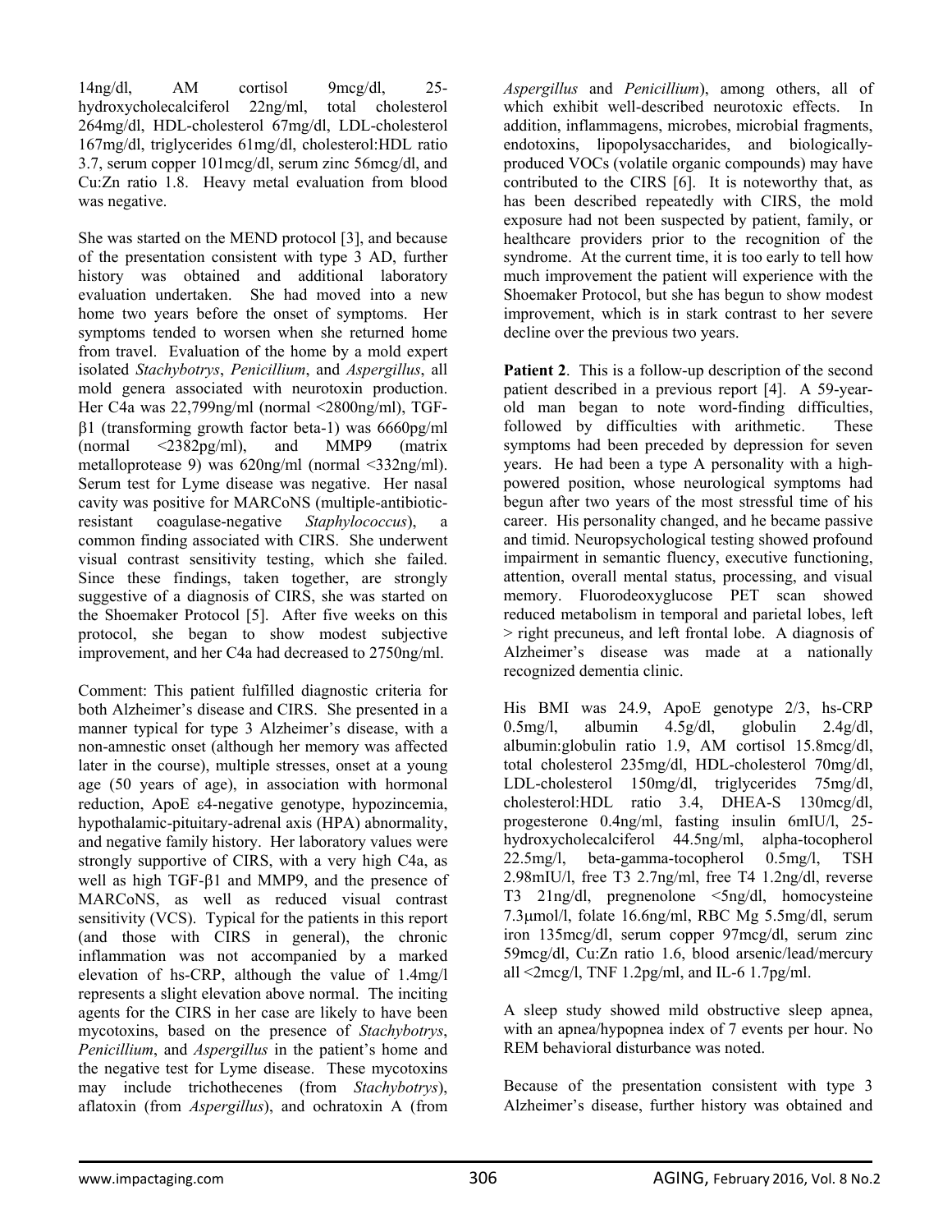14ng/dl, AM cortisol 9mcg/dl, 25-hydroxycholecalciferol 22ng/ml, total cholesterol 264mg/dl, HDL-cholesterol 67mg/dl, LDL-cholesterol 167mg/dl, triglycerides 61mg/dl, cholesterol:HDL ratio 3.7, serum copper 101mcg/dl, serum zinc 56mcg/dl, and Cu:Zn ratio 1.8. Heavy metal evaluation from blood was negative.

She was started on the MEND protocol [3], and because of the presentation consistent with type 3 AD, further history was obtained and additional laboratory evaluation undertaken. She had moved into a new home two years before the onset of symptoms. Her symptoms tended to worsen when she returned home from travel. Evaluation of the home by a mold expert isolated *Stachybotrys*, *Penicillium*, and *Aspergillus*, all mold genera associated with neurotoxin production. Her C4a was 22,799ng/ml (normal <2800ng/ml), TGF-β1 (transforming growth factor beta-1) was 6660pg/ml (normal <2382pg/ml), and MMP9 (matrix metalloprotease 9) was 620ng/ml (normal <332ng/ml). Serum test for Lyme disease was negative. Her nasal cavity was positive for MARCoNS (multiple-antibiotic-resistant coagulase-negative *Staphylococcus*), a common finding associated with CIRS. She underwent visual contrast sensitivity testing, which she failed. Since these findings, taken together, are strongly suggestive of a diagnosis of CIRS, she was started on the Shoemaker Protocol [5]. After five weeks on this protocol, she began to show modest subjective improvement, and her C4a had decreased to 2750ng/ml.

Comment: This patient fulfilled diagnostic criteria for both Alzheimer's disease and CIRS. She presented in a manner typical for type 3 Alzheimer's disease, with a non-amnestic onset (although her memory was affected later in the course), multiple stresses, onset at a young age (50 years of age), in association with hormonal reduction, ApoE ε4-negative genotype, hypozincemia, hypothalamic-pituitary-adrenal axis (HPA) abnormality, and negative family history. Her laboratory values were strongly supportive of CIRS, with a very high C4a, as well as high TGF-β1 and MMP9, and the presence of MARCoNS, as well as reduced visual contrast sensitivity (VCS). Typical for the patients in this report (and those with CIRS in general), the chronic inflammation was not accompanied by a marked elevation of hs-CRP, although the value of 1.4mg/l represents a slight elevation above normal. The inciting agents for the CIRS in her case are likely to have been mycotoxins, based on the presence of *Stachybotrys*, *Penicillium*, and *Aspergillus* in the patient's home and the negative test for Lyme disease. These mycotoxins may include trichothecenes (from *Stachybotrys*), aflatoxin (from *Aspergillus*), and ochratoxin A (from *Aspergillus* and *Penicillium*), among others, all of which exhibit well-described neurotoxic effects. In addition, inflammagens, microbes, microbial fragments, endotoxins, lipopolysaccharides, and biologically-produced VOCs (volatile organic compounds) may have contributed to the CIRS [6]. It is noteworthy that, as has been described repeatedly with CIRS, the mold exposure had not been suspected by patient, family, or healthcare providers prior to the recognition of the syndrome. At the current time, it is too early to tell how much improvement the patient will experience with the Shoemaker Protocol, but she has begun to show modest improvement, which is in stark contrast to her severe decline over the previous two years.

**Patient 2**. This is a follow-up description of the second patient described in a previous report [4]. A 59-year-old man began to note word-finding difficulties, followed by difficulties with arithmetic. These symptoms had been preceded by depression for seven years. He had been a type A personality with a high-powered position, whose neurological symptoms had begun after two years of the most stressful time of his career. His personality changed, and he became passive and timid. Neuropsychological testing showed profound impairment in semantic fluency, executive functioning, attention, overall mental status, processing, and visual memory. Fluorodeoxyglucose PET scan showed reduced metabolism in temporal and parietal lobes, left > right precuneus, and left frontal lobe. A diagnosis of Alzheimer's disease was made at a nationally recognized dementia clinic.

His BMI was 24.9, ApoE genotype 2/3, hs-CRP 0.5mg/l, albumin 4.5g/dl, globulin 2.4g/dl, albumin:globulin ratio 1.9, AM cortisol 15.8mcg/dl, total cholesterol 235mg/dl, HDL-cholesterol 70mg/dl, LDL-cholesterol 150mg/dl, triglycerides 75mg/dl, cholesterol:HDL ratio 3.4, DHEA-S 130mcg/dl, progesterone 0.4ng/ml, fasting insulin 6mIU/l, 25-hydroxycholecalciferol 44.5ng/ml, alpha-tocopherol 22.5mg/l, beta-gamma-tocopherol 0.5mg/l, TSH 2.98mIU/l, free T3 2.7ng/ml, free T4 1.2ng/dl, reverse T3 21ng/dl, pregnenolone <5ng/dl, homocysteine 7.3μmol/l, folate 16.6ng/ml, RBC Mg 5.5mg/dl, serum iron 135mcg/dl, serum copper 97mcg/dl, serum zinc 59mcg/dl, Cu:Zn ratio 1.6, blood arsenic/lead/mercury all <2mcg/l, TNF 1.2pg/ml, and IL-6 1.7pg/ml.

A sleep study showed mild obstructive sleep apnea, with an apnea/hypopnea index of 7 events per hour. No REM behavioral disturbance was noted.

Because of the presentation consistent with type 3 Alzheimer's disease, further history was obtained and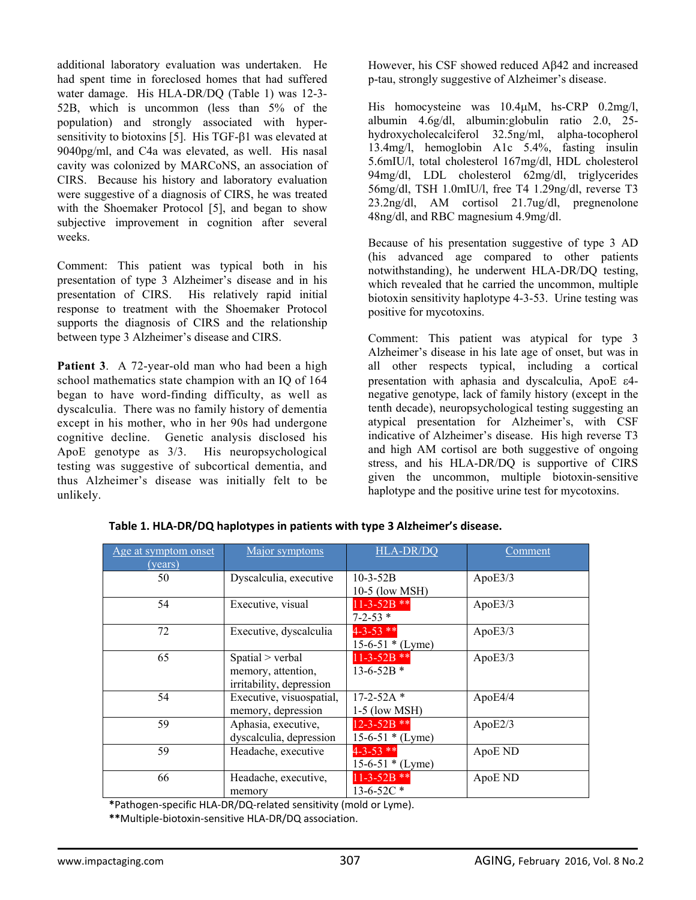additional laboratory evaluation was undertaken. He had spent time in foreclosed homes that had suffered water damage. His HLA-DR/DQ (Table 1) was 12-3-52B, which is uncommon (less than 5% of the population) and strongly associated with hyper-sensitivity to biotoxins [5]. His TGF-β1 was elevated at 9040pg/ml, and C4a was elevated, as well. His nasal cavity was colonized by MARCoNS, an association of CIRS. Because his history and laboratory evaluation were suggestive of a diagnosis of CIRS, he was treated with the Shoemaker Protocol [5], and began to show subjective improvement in cognition after several weeks.

Comment: This patient was typical both in his presentation of type 3 Alzheimer's disease and in his presentation of CIRS. His relatively rapid initial response to treatment with the Shoemaker Protocol supports the diagnosis of CIRS and the relationship between type 3 Alzheimer's disease and CIRS.

**Patient 3**. A 72-year-old man who had been a high school mathematics state champion with an IQ of 164 began to have word-finding difficulty, as well as dyscalculia. There was no family history of dementia except in his mother, who in her 90s had undergone cognitive decline. Genetic analysis disclosed his ApoE genotype as 3/3. His neuropsychological testing was suggestive of subcortical dementia, and thus Alzheimer's disease was initially felt to be unlikely. However, his CSF showed reduced Aβ42 and increased p-tau, strongly suggestive of Alzheimer's disease.

His homocysteine was 10.4μM, hs-CRP 0.2mg/l, albumin 4.6g/dl, albumin:globulin ratio 2.0, 25-hydroxycholecalciferol 32.5ng/ml, alpha-tocopherol 13.4mg/l, hemoglobin A1c 5.4%, fasting insulin 5.6mIU/l, total cholesterol 167mg/dl, HDL cholesterol 94mg/dl, LDL cholesterol 62mg/dl, triglycerides 56mg/dl, TSH 1.0mIU/l, free T4 1.29ng/dl, reverse T3 23.2ng/dl, AM cortisol 21.7ug/dl, pregnenolone 48ng/dl, and RBC magnesium 4.9mg/dl.

Because of his presentation suggestive of type 3 AD (his advanced age compared to other patients notwithstanding), he underwent HLA-DR/DQ testing, which revealed that he carried the uncommon, multiple biotoxin sensitivity haplotype 4-3-53. Urine testing was positive for mycotoxins.

Comment: This patient was atypical for type 3 Alzheimer's disease in his late age of onset, but was in all other respects typical, including a cortical presentation with aphasia and dyscalculia, ApoE ε4-negative genotype, lack of family history (except in the tenth decade), neuropsychological testing suggesting an atypical presentation for Alzheimer's, with CSF indicative of Alzheimer's disease. His high reverse T3 and high AM cortisol are both suggestive of ongoing stress, and his HLA-DR/DQ is supportive of CIRS given the uncommon, multiple biotoxin-sensitive haplotype and the positive urine test for mycotoxins.

**Table 1. HLA-DR/DQ haplotypes in patients with type 3 Alzheimer's disease.**

| Age at symptom onset (years) | Major symptoms | HLA-DR/DQ | Comment |
|---|---|---|---|
| 50 | Dyscalculia, executive | 10-3-52B<br>10-5 (low MSH) | ApoE3/3 |
| 54 | Executive, visual | 11-3-52B **<br>7-2-53 * | ApoE3/3 |
| 72 | Executive, dyscalculia | 4-3-53 **<br>15-6-51 * (Lyme) | ApoE3/3 |
| 65 | Spatial > verbal memory, attention, irritability, depression | 11-3-52B **<br>13-6-52B * | ApoE3/3 |
| 54 | Executive, visuospatial, memory, depression | 17-2-52A *<br>1-5 (low MSH) | ApoE4/4 |
| 59 | Aphasia, executive, dyscalculia, depression | 12-3-52B **<br>15-6-51 * (Lyme) | ApoE2/3 |
| 59 | Headache, executive | 4-3-53 **<br>15-6-51 * (Lyme) | ApoE ND |
| 66 | Headache, executive, memory | 11-3-52B **<br>13-6-52C * | ApoE ND |

*Pathogen-specific HLA-DR/DQ-related sensitivity (mold or Lyme).

**Multiple-biotoxin-sensitive HLA-DR/DQ association.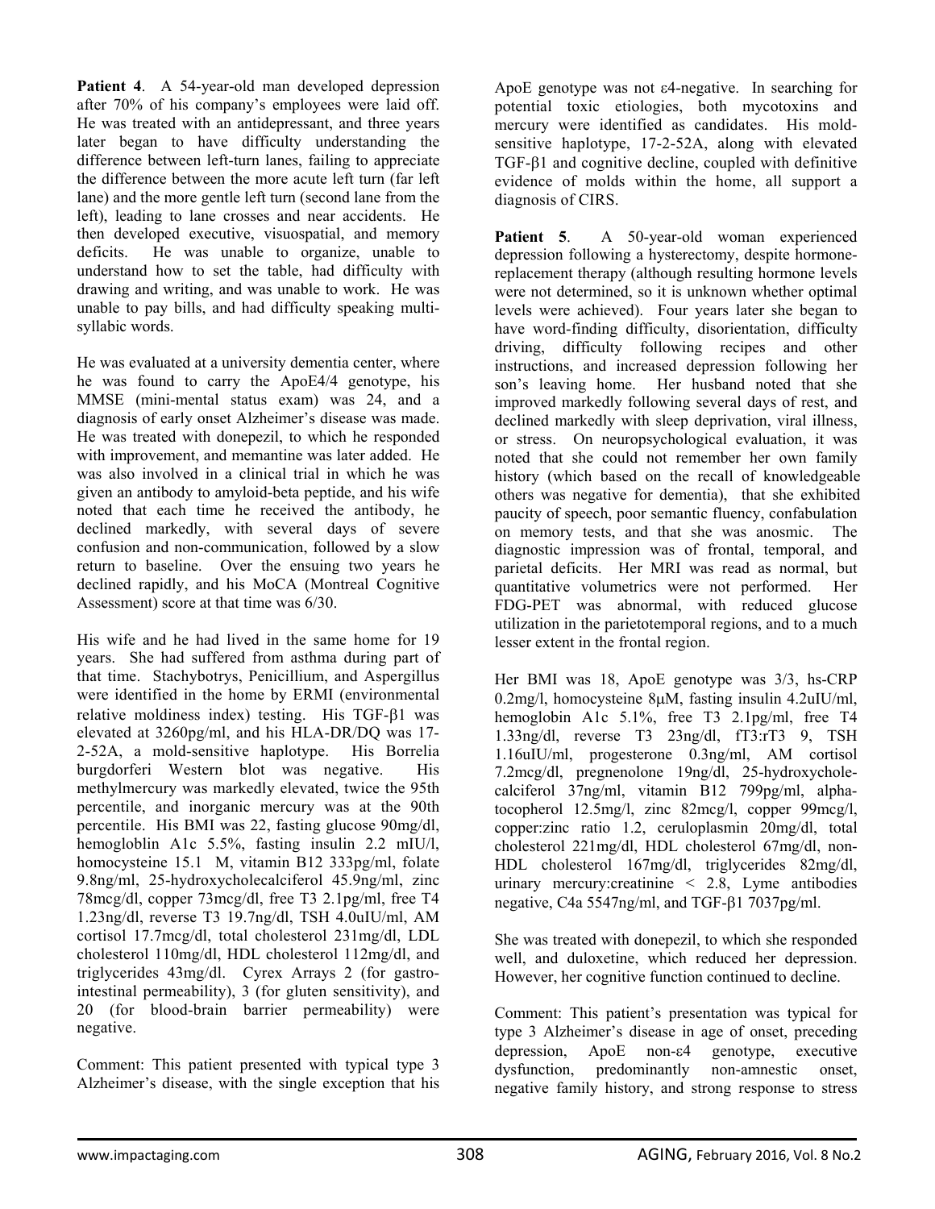**Patient 4**. A 54-year-old man developed depression after 70% of his company's employees were laid off. He was treated with an antidepressant, and three years later began to have difficulty understanding the difference between left-turn lanes, failing to appreciate the difference between the more acute left turn (far left lane) and the more gentle left turn (second lane from the left), leading to lane crosses and near accidents. He then developed executive, visuospatial, and memory deficits. He was unable to organize, unable to understand how to set the table, had difficulty with drawing and writing, and was unable to work. He was unable to pay bills, and had difficulty speaking multi-syllabic words.

He was evaluated at a university dementia center, where he was found to carry the ApoE4/4 genotype, his MMSE (mini-mental status exam) was 24, and a diagnosis of early onset Alzheimer's disease was made. He was treated with donepezil, to which he responded with improvement, and memantine was later added. He was also involved in a clinical trial in which he was given an antibody to amyloid-beta peptide, and his wife noted that each time he received the antibody, he declined markedly, with several days of severe confusion and non-communication, followed by a slow return to baseline. Over the ensuing two years he declined rapidly, and his MoCA (Montreal Cognitive Assessment) score at that time was 6/30.

His wife and he had lived in the same home for 19 years. She had suffered from asthma during part of that time. Stachybotrys, Penicillium, and Aspergillus were identified in the home by ERMI (environmental relative moldiness index) testing. His TGF-β1 was elevated at 3260pg/ml, and his HLA-DR/DQ was 17-2-52A, a mold-sensitive haplotype. His Borrelia burgdorferi Western blot was negative. His methylmercury was markedly elevated, twice the 95th percentile, and inorganic mercury was at the 90th percentile. His BMI was 22, fasting glucose 90mg/dl, hemogloblin A1c 5.5%, fasting insulin 2.2 mIU/l, homocysteine 15.1 M, vitamin B12 333pg/ml, folate 9.8ng/ml, 25-hydroxycholecalciferol 45.9ng/ml, zinc 78mcg/dl, copper 73mcg/dl, free T3 2.1pg/ml, free T4 1.23ng/dl, reverse T3 19.7ng/dl, TSH 4.0uIU/ml, AM cortisol 17.7mcg/dl, total cholesterol 231mg/dl, LDL cholesterol 110mg/dl, HDL cholesterol 112mg/dl, and triglycerides 43mg/dl. Cyrex Arrays 2 (for gastro-intestinal permeability), 3 (for gluten sensitivity), and 20 (for blood-brain barrier permeability) were negative.

Comment: This patient presented with typical type 3 Alzheimer's disease, with the single exception that his ApoE genotype was not ε4-negative. In searching for potential toxic etiologies, both mycotoxins and mercury were identified as candidates. His mold-sensitive haplotype, 17-2-52A, along with elevated TGF-β1 and cognitive decline, coupled with definitive evidence of molds within the home, all support a diagnosis of CIRS.

**Patient 5**. A 50-year-old woman experienced depression following a hysterectomy, despite hormone-replacement therapy (although resulting hormone levels were not determined, so it is unknown whether optimal levels were achieved). Four years later she began to have word-finding difficulty, disorientation, difficulty driving, difficulty following recipes and other instructions, and increased depression following her son's leaving home. Her husband noted that she improved markedly following several days of rest, and declined markedly with sleep deprivation, viral illness, or stress. On neuropsychological evaluation, it was noted that she could not remember her own family history (which based on the recall of knowledgeable others was negative for dementia), that she exhibited paucity of speech, poor semantic fluency, confabulation on memory tests, and that she was anosmic. The diagnostic impression was of frontal, temporal, and parietal deficits. Her MRI was read as normal, but quantitative volumetrics were not performed. Her FDG-PET was abnormal, with reduced glucose utilization in the parietotemporal regions, and to a much lesser extent in the frontal region.

Her BMI was 18, ApoE genotype was 3/3, hs-CRP 0.2mg/l, homocysteine 8μM, fasting insulin 4.2uIU/ml, hemoglobin A1c 5.1%, free T3 2.1pg/ml, free T4 1.33ng/dl, reverse T3 23ng/dl, fT3:rT3 9, TSH 1.16uIU/ml, progesterone 0.3ng/ml, AM cortisol 7.2mcg/dl, pregnenolone 19ng/dl, 25-hydroxychole-calciferol 37ng/ml, vitamin B12 799pg/ml, alpha-tocopherol 12.5mg/l, zinc 82mcg/l, copper 99mcg/l, copper:zinc ratio 1.2, ceruloplasmin 20mg/dl, total cholesterol 221mg/dl, HDL cholesterol 67mg/dl, non-HDL cholesterol 167mg/dl, triglycerides 82mg/dl, urinary mercury:creatinine < 2.8, Lyme antibodies negative, C4a 5547ng/ml, and TGF-β1 7037pg/ml.

She was treated with donepezil, to which she responded well, and duloxetine, which reduced her depression. However, her cognitive function continued to decline.

Comment: This patient's presentation was typical for type 3 Alzheimer's disease in age of onset, preceding depression, ApoE non-ε4 genotype, executive dysfunction, predominantly non-amnestic onset, negative family history, and strong response to stress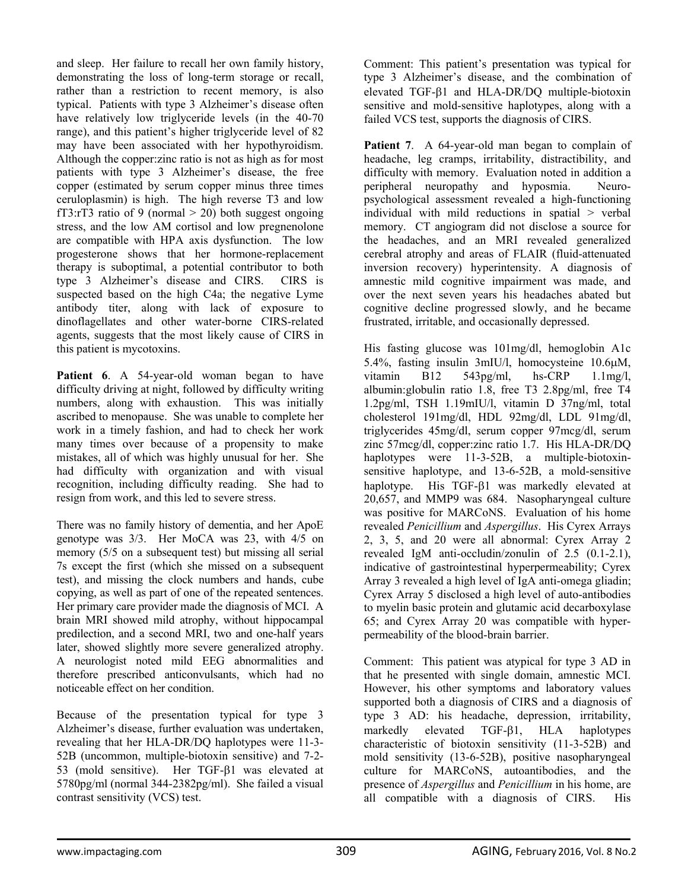and sleep. Her failure to recall her own family history, demonstrating the loss of long-term storage or recall, rather than a restriction to recent memory, is also typical. Patients with type 3 Alzheimer's disease often have relatively low triglyceride levels (in the 40-70 range), and this patient's higher triglyceride level of 82 may have been associated with her hypothyroidism. Although the copper:zinc ratio is not as high as for most patients with type 3 Alzheimer's disease, the free copper (estimated by serum copper minus three times ceruloplasmin) is high. The high reverse T3 and low fT3:rT3 ratio of 9 (normal > 20) both suggest ongoing stress, and the low AM cortisol and low pregnenolone are compatible with HPA axis dysfunction. The low progesterone shows that her hormone-replacement therapy is suboptimal, a potential contributor to both type 3 Alzheimer's disease and CIRS. CIRS is suspected based on the high C4a; the negative Lyme antibody titer, along with lack of exposure to dinoflagellates and other water-borne CIRS-related agents, suggests that the most likely cause of CIRS in this patient is mycotoxins.

**Patient 6**. A 54-year-old woman began to have difficulty driving at night, followed by difficulty writing numbers, along with exhaustion. This was initially ascribed to menopause. She was unable to complete her work in a timely fashion, and had to check her work many times over because of a propensity to make mistakes, all of which was highly unusual for her. She had difficulty with organization and with visual recognition, including difficulty reading. She had to resign from work, and this led to severe stress.

There was no family history of dementia, and her ApoE genotype was 3/3. Her MoCA was 23, with 4/5 on memory (5/5 on a subsequent test) but missing all serial 7s except the first (which she missed on a subsequent test), and missing the clock numbers and hands, cube copying, as well as part of one of the repeated sentences. Her primary care provider made the diagnosis of MCI. A brain MRI showed mild atrophy, without hippocampal predilection, and a second MRI, two and one-half years later, showed slightly more severe generalized atrophy. A neurologist noted mild EEG abnormalities and therefore prescribed anticonvulsants, which had no noticeable effect on her condition.

Because of the presentation typical for type 3 Alzheimer's disease, further evaluation was undertaken, revealing that her HLA-DR/DQ haplotypes were 11-3-52B (uncommon, multiple-biotoxin sensitive) and 7-2-53 (mold sensitive). Her TGF-β1 was elevated at 5780pg/ml (normal 344-2382pg/ml). She failed a visual contrast sensitivity (VCS) test.

Comment: This patient's presentation was typical for type 3 Alzheimer's disease, and the combination of elevated TGF-β1 and HLA-DR/DQ multiple-biotoxin sensitive and mold-sensitive haplotypes, along with a failed VCS test, supports the diagnosis of CIRS.

**Patient 7**. A 64-year-old man began to complain of headache, leg cramps, irritability, distractibility, and difficulty with memory. Evaluation noted in addition a peripheral neuropathy and hyposmia. Neuropsychological assessment revealed a high-functioning individual with mild reductions in spatial > verbal memory. CT angiogram did not disclose a source for the headaches, and an MRI revealed generalized cerebral atrophy and areas of FLAIR (fluid-attenuated inversion recovery) hyperintensity. A diagnosis of amnestic mild cognitive impairment was made, and over the next seven years his headaches abated but cognitive decline progressed slowly, and he became frustrated, irritable, and occasionally depressed.

His fasting glucose was 101mg/dl, hemoglobin A1c 5.4%, fasting insulin 3mIU/l, homocysteine 10.6μM, vitamin B12 543pg/ml, hs-CRP 1.1mg/l, albumin:globulin ratio 1.8, free T3 2.8pg/ml, free T4 1.2pg/ml, TSH 1.19mIU/l, vitamin D 37ng/ml, total cholesterol 191mg/dl, HDL 92mg/dl, LDL 91mg/dl, triglycerides 45mg/dl, serum copper 97mcg/dl, serum zinc 57mcg/dl, copper:zinc ratio 1.7. His HLA-DR/DQ haplotypes were 11-3-52B, a multiple-biotoxin-sensitive haplotype, and 13-6-52B, a mold-sensitive haplotype. His TGF-β1 was markedly elevated at 20,657, and MMP9 was 684. Nasopharyngeal culture was positive for MARCoNS. Evaluation of his home revealed *Penicillium* and *Aspergillus*. His Cyrex Arrays 2, 3, 5, and 20 were all abnormal: Cyrex Array 2 revealed IgM anti-occludin/zonulin of 2.5 (0.1-2.1), indicative of gastrointestinal hyperpermeability; Cyrex Array 3 revealed a high level of IgA anti-omega gliadin; Cyrex Array 5 disclosed a high level of auto-antibodies to myelin basic protein and glutamic acid decarboxylase 65; and Cyrex Array 20 was compatible with hyper-permeability of the blood-brain barrier.

Comment: This patient was atypical for type 3 AD in that he presented with single domain, amnestic MCI. However, his other symptoms and laboratory values supported both a diagnosis of CIRS and a diagnosis of type 3 AD: his headache, depression, irritability, markedly elevated TGF-β1, HLA haplotypes characteristic of biotoxin sensitivity (11-3-52B) and mold sensitivity (13-6-52B), positive nasopharyngeal culture for MARCoNS, autoantibodies, and the presence of *Aspergillus* and *Penicillium* in his home, are all compatible with a diagnosis of CIRS. His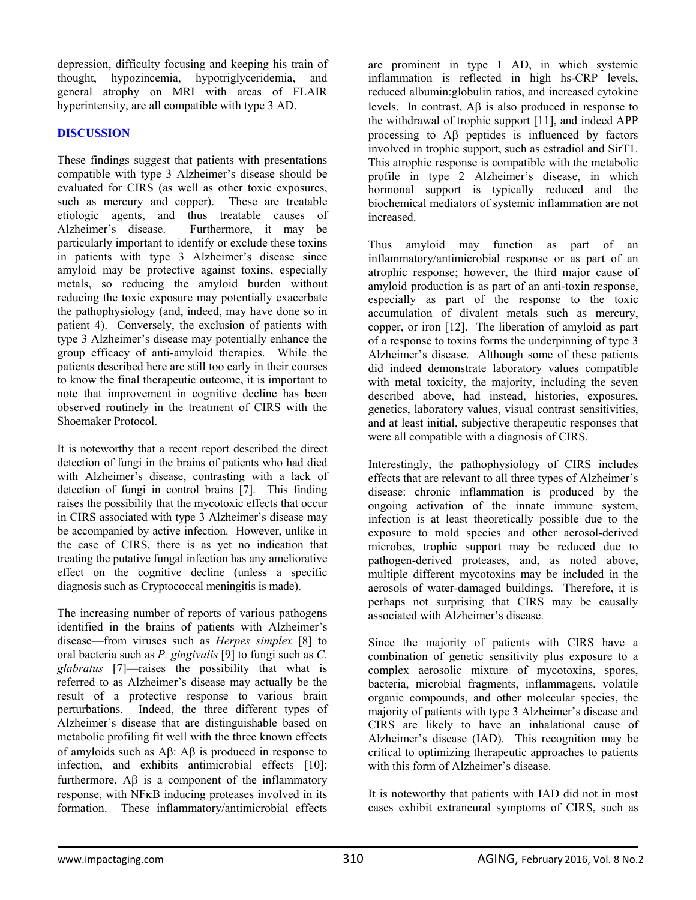depression, difficulty focusing and keeping his train of thought, hypozincemia, hypotriglyceridemia, and general atrophy on MRI with areas of FLAIR hyperintensity, are all compatible with type 3 AD.

## DISCUSSION

These findings suggest that patients with presentations compatible with type 3 Alzheimer's disease should be evaluated for CIRS (as well as other toxic exposures, such as mercury and copper). These are treatable etiologic agents, and thus treatable causes of Alzheimer's disease. Furthermore, it may be particularly important to identify or exclude these toxins in patients with type 3 Alzheimer's disease since amyloid may be protective against toxins, especially metals, so reducing the amyloid burden without reducing the toxic exposure may potentially exacerbate the pathophysiology (and, indeed, may have done so in patient 4). Conversely, the exclusion of patients with type 3 Alzheimer's disease may potentially enhance the group efficacy of anti-amyloid therapies. While the patients described here are still too early in their courses to know the final therapeutic outcome, it is important to note that improvement in cognitive decline has been observed routinely in the treatment of CIRS with the Shoemaker Protocol.

It is noteworthy that a recent report described the direct detection of fungi in the brains of patients who had died with Alzheimer's disease, contrasting with a lack of detection of fungi in control brains [7]. This finding raises the possibility that the mycotoxic effects that occur in CIRS associated with type 3 Alzheimer's disease may be accompanied by active infection. However, unlike in the case of CIRS, there is as yet no indication that treating the putative fungal infection has any ameliorative effect on the cognitive decline (unless a specific diagnosis such as Cryptococcal meningitis is made).

The increasing number of reports of various pathogens identified in the brains of patients with Alzheimer's disease—from viruses such as *Herpes simplex* [8] to oral bacteria such as *P. gingivalis* [9] to fungi such as *C. glabratus* [7]—raises the possibility that what is referred to as Alzheimer's disease may actually be the result of a protective response to various brain perturbations. Indeed, the three different types of Alzheimer's disease that are distinguishable based on metabolic profiling fit well with the three known effects of amyloids such as Aβ: Aβ is produced in response to infection, and exhibits antimicrobial effects [10]; furthermore, Aβ is a component of the inflammatory response, with NFκB inducing proteases involved in its formation. These inflammatory/antimicrobial effects are prominent in type 1 AD, in which systemic inflammation is reflected in high hs-CRP levels, reduced albumin:globulin ratios, and increased cytokine levels. In contrast, Aβ is also produced in response to the withdrawal of trophic support [11], and indeed APP processing to Aβ peptides is influenced by factors involved in trophic support, such as estradiol and SirT1. This atrophic response is compatible with the metabolic profile in type 2 Alzheimer's disease, in which hormonal support is typically reduced and the biochemical mediators of systemic inflammation are not increased.

Thus amyloid may function as part of an inflammatory/antimicrobial response or as part of an atrophic response; however, the third major cause of amyloid production is as part of an anti-toxin response, especially as part of the response to the toxic accumulation of divalent metals such as mercury, copper, or iron [12]. The liberation of amyloid as part of a response to toxins forms the underpinning of type 3 Alzheimer's disease. Although some of these patients did indeed demonstrate laboratory values compatible with metal toxicity, the majority, including the seven described above, had instead, histories, exposures, genetics, laboratory values, visual contrast sensitivities, and at least initial, subjective therapeutic responses that were all compatible with a diagnosis of CIRS.

Interestingly, the pathophysiology of CIRS includes effects that are relevant to all three types of Alzheimer's disease: chronic inflammation is produced by the ongoing activation of the innate immune system, infection is at least theoretically possible due to the exposure to mold species and other aerosol-derived microbes, trophic support may be reduced due to pathogen-derived proteases, and, as noted above, multiple different mycotoxins may be included in the aerosols of water-damaged buildings. Therefore, it is perhaps not surprising that CIRS may be causally associated with Alzheimer's disease.

Since the majority of patients with CIRS have a combination of genetic sensitivity plus exposure to a complex aerosolic mixture of mycotoxins, spores, bacteria, microbial fragments, inflammagens, volatile organic compounds, and other molecular species, the majority of patients with type 3 Alzheimer's disease and CIRS are likely to have an inhalational cause of Alzheimer's disease (IAD). This recognition may be critical to optimizing therapeutic approaches to patients with this form of Alzheimer's disease.

It is noteworthy that patients with IAD did not in most cases exhibit extraneural symptoms of CIRS, such as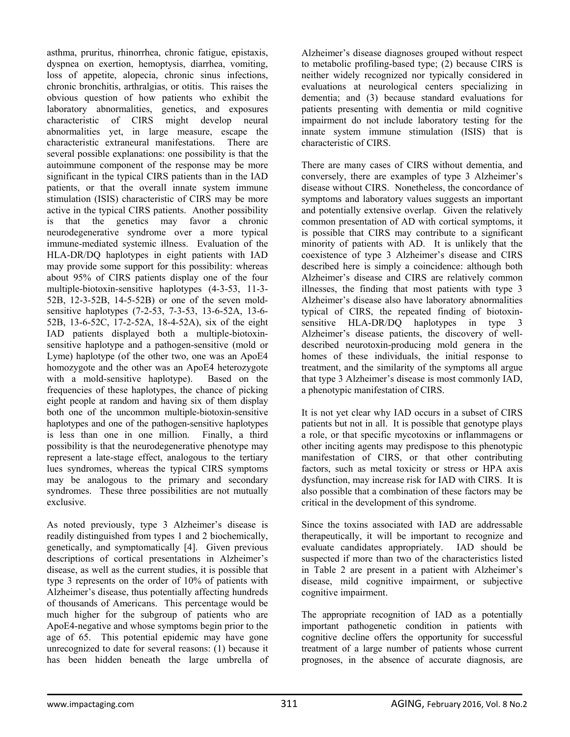asthma, pruritus, rhinorrhea, chronic fatigue, epistaxis, dyspnea on exertion, hemoptysis, diarrhea, vomiting, loss of appetite, alopecia, chronic sinus infections, chronic bronchitis, arthralgias, or otitis. This raises the obvious question of how patients who exhibit the laboratory abnormalities, genetics, and exposures characteristic of CIRS might develop neural abnormalities yet, in large measure, escape the characteristic extraneural manifestations. There are several possible explanations: one possibility is that the autoimmune component of the response may be more significant in the typical CIRS patients than in the IAD patients, or that the overall innate system immune stimulation (ISIS) characteristic of CIRS may be more active in the typical CIRS patients. Another possibility is that the genetics may favor a chronic neurodegenerative syndrome over a more typical immune-mediated systemic illness. Evaluation of the HLA-DR/DQ haplotypes in eight patients with IAD may provide some support for this possibility: whereas about 95% of CIRS patients display one of the four multiple-biotoxin-sensitive haplotypes (4-3-53, 11-3-52B, 12-3-52B, 14-5-52B) or one of the seven mold-sensitive haplotypes (7-2-53, 7-3-53, 13-6-52A, 13-6-52B, 13-6-52C, 17-2-52A, 18-4-52A), six of the eight IAD patients displayed both a multiple-biotoxin-sensitive haplotype and a pathogen-sensitive (mold or Lyme) haplotype (of the other two, one was an ApoE4 homozygote and the other was an ApoE4 heterozygote with a mold-sensitive haplotype). Based on the frequencies of these haplotypes, the chance of picking eight people at random and having six of them display both one of the uncommon multiple-biotoxin-sensitive haplotypes and one of the pathogen-sensitive haplotypes is less than one in one million. Finally, a third possibility is that the neurodegenerative phenotype may represent a late-stage effect, analogous to the tertiary lues syndromes, whereas the typical CIRS symptoms may be analogous to the primary and secondary syndromes. These three possibilities are not mutually exclusive.

As noted previously, type 3 Alzheimer's disease is readily distinguished from types 1 and 2 biochemically, genetically, and symptomatically [4]. Given previous descriptions of cortical presentations in Alzheimer's disease, as well as the current studies, it is possible that type 3 represents on the order of 10% of patients with Alzheimer's disease, thus potentially affecting hundreds of thousands of Americans. This percentage would be much higher for the subgroup of patients who are ApoE4-negative and whose symptoms begin prior to the age of 65. This potential epidemic may have gone unrecognized to date for several reasons: (1) because it has been hidden beneath the large umbrella of Alzheimer's disease diagnoses grouped without respect to metabolic profiling-based type; (2) because CIRS is neither widely recognized nor typically considered in evaluations at neurological centers specializing in dementia; and (3) because standard evaluations for patients presenting with dementia or mild cognitive impairment do not include laboratory testing for the innate system immune stimulation (ISIS) that is characteristic of CIRS.

There are many cases of CIRS without dementia, and conversely, there are examples of type 3 Alzheimer's disease without CIRS. Nonetheless, the concordance of symptoms and laboratory values suggests an important and potentially extensive overlap. Given the relatively common presentation of AD with cortical symptoms, it is possible that CIRS may contribute to a significant minority of patients with AD. It is unlikely that the coexistence of type 3 Alzheimer's disease and CIRS described here is simply a coincidence: although both Alzheimer's disease and CIRS are relatively common illnesses, the finding that most patients with type 3 Alzheimer's disease also have laboratory abnormalities typical of CIRS, the repeated finding of biotoxin-sensitive HLA-DR/DQ haplotypes in type 3 Alzheimer's disease patients, the discovery of well-described neurotoxin-producing mold genera in the homes of these individuals, the initial response to treatment, and the similarity of the symptoms all argue that type 3 Alzheimer's disease is most commonly IAD, a phenotypic manifestation of CIRS.

It is not yet clear why IAD occurs in a subset of CIRS patients but not in all. It is possible that genotype plays a role, or that specific mycotoxins or inflammagens or other inciting agents may predispose to this phenotypic manifestation of CIRS, or that other contributing factors, such as metal toxicity or stress or HPA axis dysfunction, may increase risk for IAD with CIRS. It is also possible that a combination of these factors may be critical in the development of this syndrome.

Since the toxins associated with IAD are addressable therapeutically, it will be important to recognize and evaluate candidates appropriately. IAD should be suspected if more than two of the characteristics listed in Table 2 are present in a patient with Alzheimer's disease, mild cognitive impairment, or subjective cognitive impairment.

The appropriate recognition of IAD as a potentially important pathogenetic condition in patients with cognitive decline offers the opportunity for successful treatment of a large number of patients whose current prognoses, in the absence of accurate diagnosis, are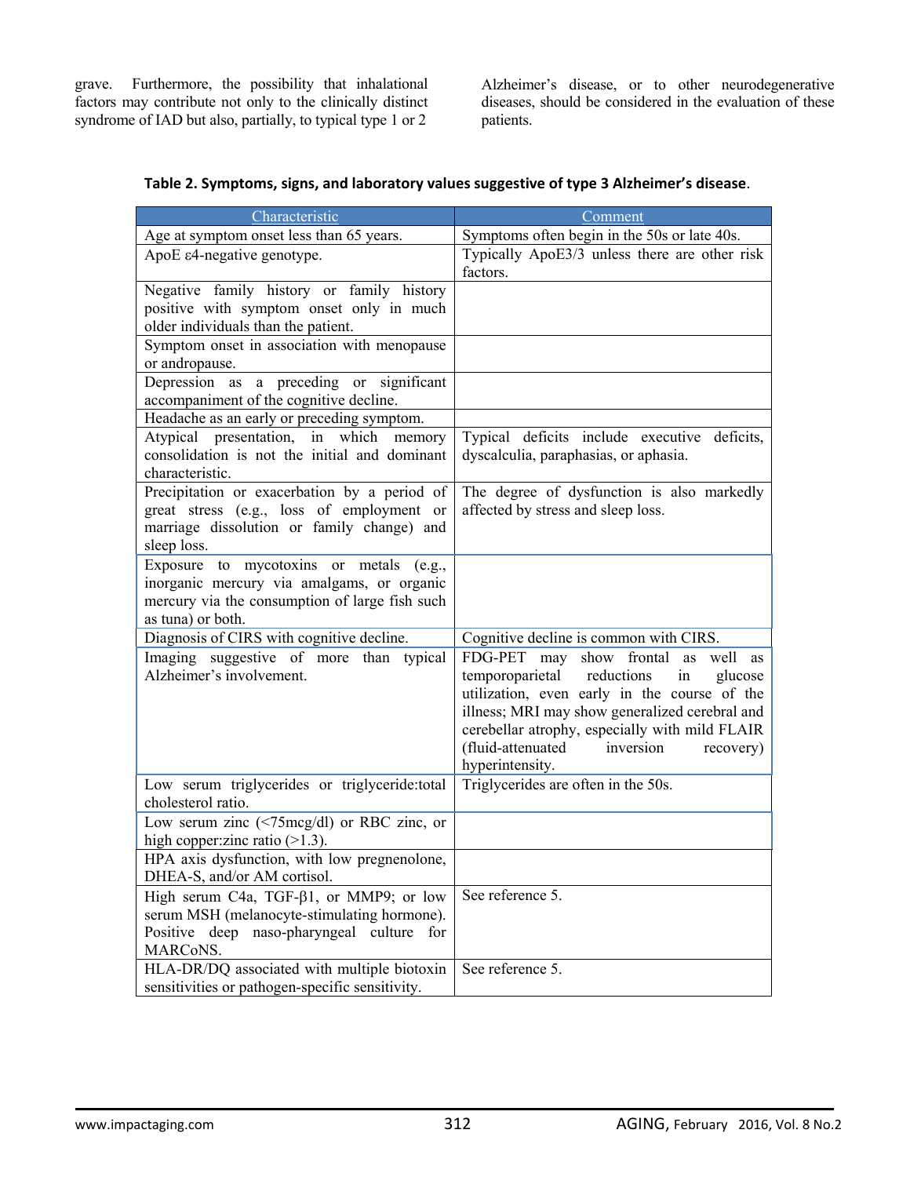grave. Furthermore, the possibility that inhalational factors may contribute not only to the clinically distinct syndrome of IAD but also, partially, to typical type 1 or 2 Alzheimer's disease, or to other neurodegenerative diseases, should be considered in the evaluation of these patients.

**Table 2. Symptoms, signs, and laboratory values suggestive of type 3 Alzheimer's disease**.

| Characteristic | Comment |
| --- | --- |
| Age at symptom onset less than 65 years. | Symptoms often begin in the 50s or late 40s. |
| ApoE ε4-negative genotype. | Typically ApoE3/3 unless there are other risk factors. |
| Negative family history or family history positive with symptom onset only in much older individuals than the patient. | |
| Symptom onset in association with menopause or andropause. | |
| Depression as a preceding or significant accompaniment of the cognitive decline. | |
| Headache as an early or preceding symptom. | |
| Atypical presentation, in which memory consolidation is not the initial and dominant characteristic. | Typical deficits include executive deficits, dyscalculia, paraphasias, or aphasia. |
| Precipitation or exacerbation by a period of great stress (e.g., loss of employment or marriage dissolution or family change) and sleep loss. | The degree of dysfunction is also markedly affected by stress and sleep loss. |
| Exposure to mycotoxins or metals (e.g., inorganic mercury via amalgams, or organic mercury via the consumption of large fish such as tuna) or both. | |
| Diagnosis of CIRS with cognitive decline. | Cognitive decline is common with CIRS. |
| Imaging suggestive of more than typical Alzheimer's involvement. | FDG-PET may show frontal as well as temporoparietal reductions in glucose utilization, even early in the course of the illness; MRI may show generalized cerebral and cerebellar atrophy, especially with mild FLAIR (fluid-attenuated inversion recovery) hyperintensity. |
| Low serum triglycerides or triglyceride:total cholesterol ratio. | Triglycerides are often in the 50s. |
| Low serum zinc (<75mcg/dl) or RBC zinc, or high copper:zinc ratio (>1.3). | |
| HPA axis dysfunction, with low pregnenolone, DHEA-S, and/or AM cortisol. | |
| High serum C4a, TGF-β1, or MMP9; or low serum MSH (melanocyte-stimulating hormone). Positive deep naso-pharyngeal culture for MARCoNS. | See reference 5. |
| HLA-DR/DQ associated with multiple biotoxin sensitivities or pathogen-specific sensitivity. | See reference 5. |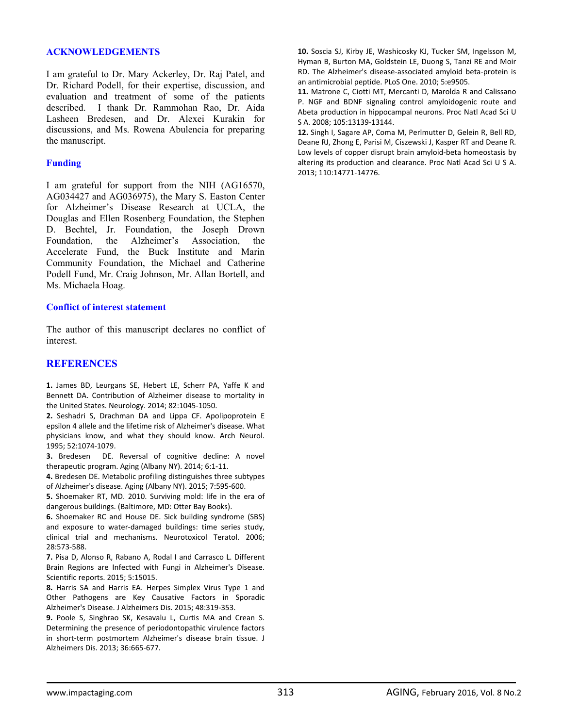## ACKNOWLEDGEMENTS

I am grateful to Dr. Mary Ackerley, Dr. Raj Patel, and Dr. Richard Podell, for their expertise, discussion, and evaluation and treatment of some of the patients described. I thank Dr. Rammohan Rao, Dr. Aida Lasheen Bredesen, and Dr. Alexei Kurakin for discussions, and Ms. Rowena Abulencia for preparing the manuscript.

## Funding

I am grateful for support from the NIH (AG16570, AG034427 and AG036975), the Mary S. Easton Center for Alzheimer's Disease Research at UCLA, the Douglas and Ellen Rosenberg Foundation, the Stephen D. Bechtel, Jr. Foundation, the Joseph Drown Foundation, the Alzheimer's Association, the Accelerate Fund, the Buck Institute and Marin Community Foundation, the Michael and Catherine Podell Fund, Mr. Craig Johnson, Mr. Allan Bortell, and Ms. Michaela Hoag.

## Conflict of interest statement

The author of this manuscript declares no conflict of interest.

## REFERENCES

**1.** James BD, Leurgans SE, Hebert LE, Scherr PA, Yaffe K and Bennett DA. Contribution of Alzheimer disease to mortality in the United States. Neurology. 2014; 82:1045-1050.

**2.** Seshadri S, Drachman DA and Lippa CF. Apolipoprotein E epsilon 4 allele and the lifetime risk of Alzheimer's disease. What physicians know, and what they should know. Arch Neurol. 1995; 52:1074-1079.

**3.** Bredesen DE. Reversal of cognitive decline: A novel therapeutic program. Aging (Albany NY). 2014; 6:1-11.

**4.** Bredesen DE. Metabolic profiling distinguishes three subtypes of Alzheimer's disease. Aging (Albany NY). 2015; 7:595-600.

**5.** Shoemaker RT, MD. 2010. Surviving mold: life in the era of dangerous buildings. (Baltimore, MD: Otter Bay Books).

**6.** Shoemaker RC and House DE. Sick building syndrome (SBS) and exposure to water-damaged buildings: time series study, clinical trial and mechanisms. Neurotoxicol Teratol. 2006; 28:573-588.

**7.** Pisa D, Alonso R, Rabano A, Rodal I and Carrasco L. Different Brain Regions are Infected with Fungi in Alzheimer's Disease. Scientific reports. 2015; 5:15015.

**8.** Harris SA and Harris EA. Herpes Simplex Virus Type 1 and Other Pathogens are Key Causative Factors in Sporadic Alzheimer's Disease. J Alzheimers Dis. 2015; 48:319-353.

**9.** Poole S, Singhrao SK, Kesavalu L, Curtis MA and Crean S. Determining the presence of periodontopathic virulence factors in short-term postmortem Alzheimer's disease brain tissue. J Alzheimers Dis. 2013; 36:665-677.

**10.** Soscia SJ, Kirby JE, Washicosky KJ, Tucker SM, Ingelsson M, Hyman B, Burton MA, Goldstein LE, Duong S, Tanzi RE and Moir RD. The Alzheimer's disease-associated amyloid beta-protein is an antimicrobial peptide. PLoS One. 2010; 5:e9505.

**11.** Matrone C, Ciotti MT, Mercanti D, Marolda R and Calissano P. NGF and BDNF signaling control amyloidogenic route and Abeta production in hippocampal neurons. Proc Natl Acad Sci U S A. 2008; 105:13139-13144.

**12.** Singh I, Sagare AP, Coma M, Perlmutter D, Gelein R, Bell RD, Deane RJ, Zhong E, Parisi M, Ciszewski J, Kasper RT and Deane R. Low levels of copper disrupt brain amyloid-beta homeostasis by altering its production and clearance. Proc Natl Acad Sci U S A. 2013; 110:14771-14776.